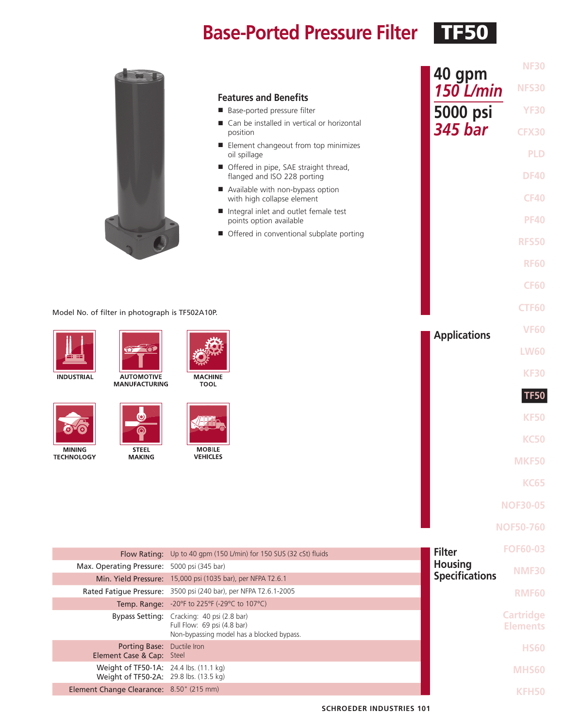# Base-Ported Pressure Filter TF50

**40 gpm**
***150 L/min***

**5000 psi**
***345 bar***

## Features and Benefits

- Base-ported pressure filter
- Can be installed in vertical or horizontal position
- Element changeout from top minimizes oil spillage
- Offered in pipe, SAE straight thread, flanged and ISO 228 porting
- Available with non-bypass option with high collapse element
- Integral inlet and outlet female test points option available
- Offered in conventional subplate porting

Model No. of filter in photograph is TF502A10P.

## Applications

INDUSTRIAL

AUTOMOTIVE MANUFACTURING

MACHINE TOOL

MINING TECHNOLOGY

STEEL MAKING

MOBILE VEHICLES

## Filter Housing Specifications

| | |
|---|---|
| Flow Rating: | Up to 40 gpm (150 L/min) for 150 SUS (32 cSt) fluids |
| Max. Operating Pressure: | 5000 psi (345 bar) |
| Min. Yield Pressure: | 15,000 psi (1035 bar), per NFPA T2.6.1 |
| Rated Fatigue Pressure: | 3500 psi (240 bar), per NFPA T2.6.1-2005 |
| Temp. Range: | -20°F to 225°F (-29°C to 107°C) |
| Bypass Setting: | Cracking: 40 psi (2.8 bar)<br>Full Flow: 69 psi (4.8 bar)<br>Non-bypassing model has a blocked bypass. |
| Porting Base:<br>Element Case & Cap: | Ductile Iron<br>Steel |
| Weight of TF50-1A:<br>Weight of TF50-2A: | 24.4 lbs. (11.1 kg)<br>29.8 lbs. (13.5 kg) |
| Element Change Clearance: | 8.50" (215 mm) |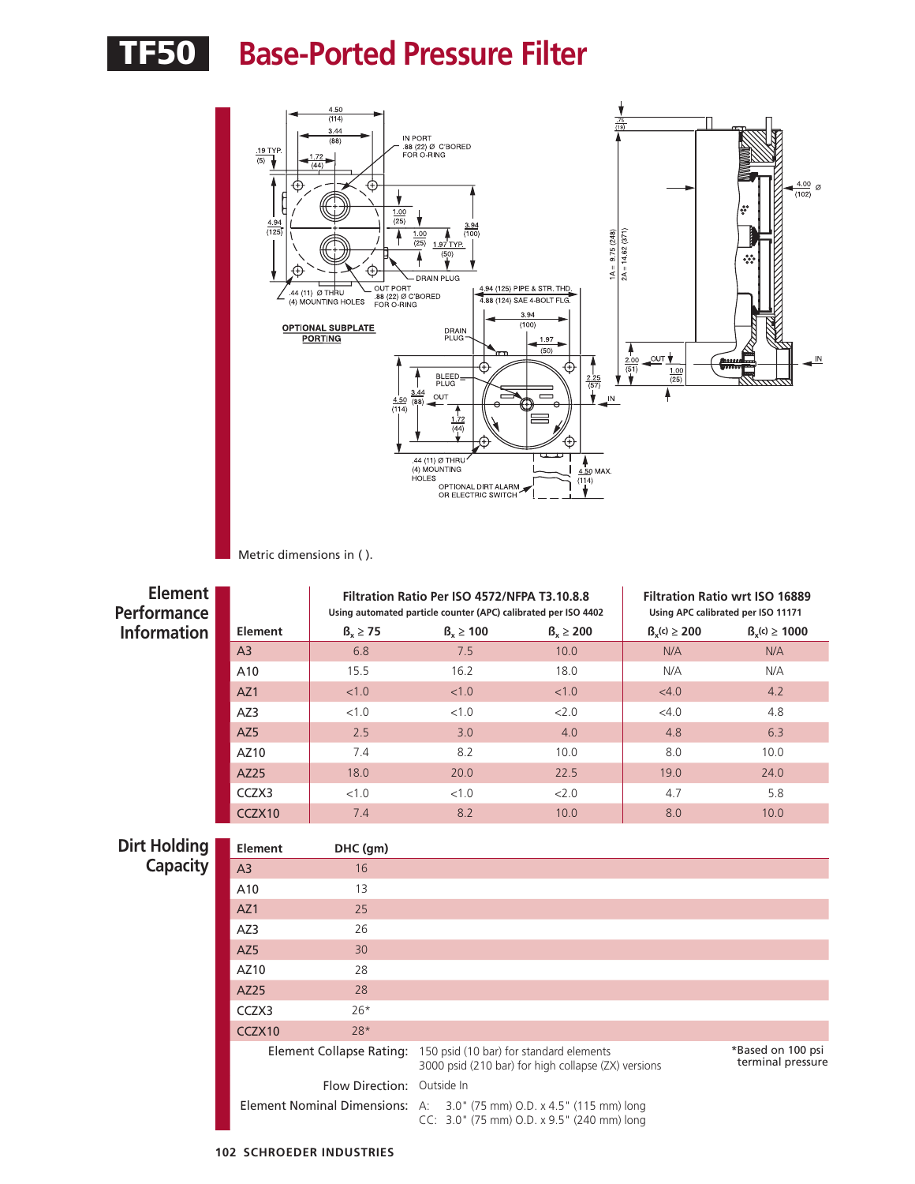# TF50 Base-Ported Pressure Filter

Metric dimensions in ( ).

## Element Performance Information

| Element | Filtration Ratio Per ISO 4572/NFPA T3.10.8.8 Using automated particle counter (APC) calibrated per ISO 4402 | | | Filtration Ratio wrt ISO 16889 Using APC calibrated per ISO 11171 | |
|---|---|---|---|---|---|
| | $\beta_x \geq 75$ | $\beta_x \geq 100$ | $\beta_x \geq 200$ | $\beta_x(c) \geq 200$ | $\beta_x(c) \geq 1000$ |
| A3 | 6.8 | 7.5 | 10.0 | N/A | N/A |
| A10 | 15.5 | 16.2 | 18.0 | N/A | N/A |
| AZ1 | <1.0 | <1.0 | <1.0 | <4.0 | 4.2 |
| AZ3 | <1.0 | <1.0 | <2.0 | <4.0 | 4.8 |
| AZ5 | 2.5 | 3.0 | 4.0 | 4.8 | 6.3 |
| AZ10 | 7.4 | 8.2 | 10.0 | 8.0 | 10.0 |
| AZ25 | 18.0 | 20.0 | 22.5 | 19.0 | 24.0 |
| CCZX3 | <1.0 | <1.0 | <2.0 | 4.7 | 5.8 |
| CCZX10 | 7.4 | 8.2 | 10.0 | 8.0 | 10.0 |

## Dirt Holding Capacity

| Element | DHC (gm) |
|---|---|
| A3 | 16 |
| A10 | 13 |
| AZ1 | 25 |
| AZ3 | 26 |
| AZ5 | 30 |
| AZ10 | 28 |
| AZ25 | 28 |
| CCZX3 | 26* |
| CCZX10 | 28* |

*Based on 100 psi terminal pressure

**Element Collapse Rating:** 150 psid (10 bar) for standard elements
3000 psid (210 bar) for high collapse (ZX) versions

**Flow Direction:** Outside In

**Element Nominal Dimensions:**
A: 3.0" (75 mm) O.D. x 4.5" (115 mm) long
CC: 3.0" (75 mm) O.D. x 9.5" (240 mm) long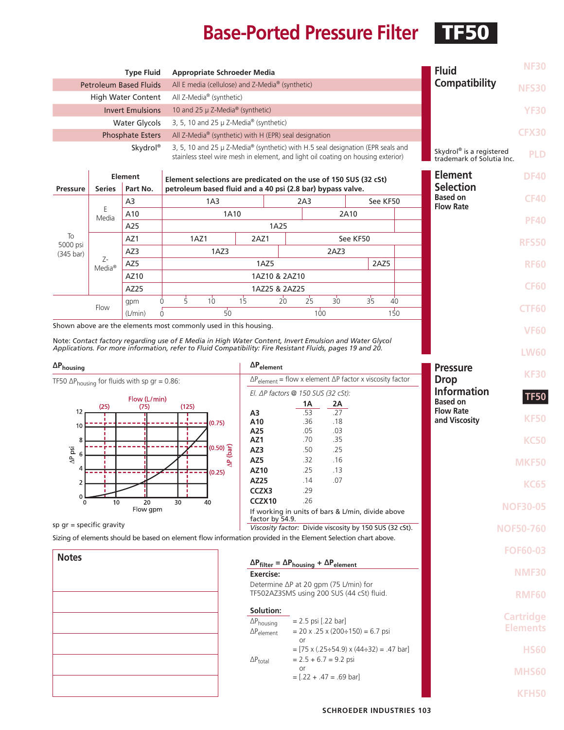# Base-Ported Pressure Filter TF50

## Fluid Compatibility

| Type Fluid | Appropriate Schroeder Media |
|---|---|
| Petroleum Based Fluids | All E media (cellulose) and Z-Media® (synthetic) |
| High Water Content | All Z-Media® (synthetic) |
| Invert Emulsions | 10 and 25 μ Z-Media® (synthetic) |
| Water Glycols | 3, 5, 10 and 25 μ Z-Media® (synthetic) |
| Phosphate Esters | All Z-Media® (synthetic) with H (EPR) seal designation |
| Skydrol® | 3, 5, 10 and 25 μ Z-Media® (synthetic) with H.5 seal designation (EPR seals and stainless steel wire mesh in element, and light oil coating on housing exterior) |

Skydrol® is a registered trademark of Solutia Inc.

## Element Selection Based on Flow Rate

Element selections are predicated on the use of 150 SUS (32 cSt) petroleum based fluid and a 40 psi (2.8 bar) bypass valve.

| Pressure | Element Series | Part No. | Element selection by flow |
|---|---|---|---|
| To 5000 psi (345 bar) | E Media | A3 | 1A3 (0–~13 gpm); 2A3 (~13–28 gpm); See KF50 (~28–40 gpm) |
| | | A10 | 1A10 (0–~22 gpm); 2A10 (~22–40 gpm) |
| | | A25 | 1A25 (0–40 gpm) |
| | Z-Media® | AZ1 | 1AZ1 (0–~12 gpm); 2AZ1 (~12–20 gpm); See KF50 (~20–40 gpm) |
| | | AZ3 | 1AZ3 (0–~18 gpm); 2AZ3 (~18–40 gpm) |
| | | AZ5 | 1AZ5 (0–~34 gpm); 2AZ5 (~34–40 gpm) |
| | | AZ10 | 1AZ10 & 2AZ10 |
| | | AZ25 | 1AZ25 & 2AZ25 |
| Flow | | gpm | 0, 5, 10, 15, 20, 25, 30, 35, 40 |
| | | (L/min) | 0, 50, 100, 150 |

Shown above are the elements most commonly used in this housing.

Note: *Contact factory regarding use of E Media in High Water Content, Invert Emulsion and Water Glycol Applications. For more information, refer to Fluid Compatibility: Fire Resistant Fluids, pages 19 and 20.*

## Pressure Drop Information Based on Flow Rate and Viscosity

### $\Delta P_{housing}$

TF50 $\Delta P_{housing}$ for fluids with sp gr = 0.86:

(Graph: ΔP psi (0–12) / ΔP bar (0.25, 0.50, 0.75) vs. Flow gpm (0–40) / Flow L/min (25, 75, 125))

sp gr = specific gravity

### $\Delta P_{element}$

$\Delta P_{element}$ = flow x element ΔP factor x viscosity factor

*El. ΔP factors @ 150 SUS (32 cSt):*

| | 1A | 2A |
|---|---|---|
| **A3** | .53 | .27 |
| **A10** | .36 | .18 |
| **A25** | .05 | .03 |
| **AZ1** | .70 | .35 |
| **AZ3** | .50 | .25 |
| **AZ5** | .32 | .16 |
| **AZ10** | .25 | .13 |
| **AZ25** | .14 | .07 |
| **CCZX3** | .29 | |
| **CCZX10** | .26 | |

If working in units of bars & L/min, divide above factor by 54.9.

*Viscosity factor:* Divide viscosity by 150 SUS (32 cSt).

Sizing of elements should be based on element flow information provided in the Element Selection chart above.

**Notes**

$\Delta P_{filter} = \Delta P_{housing} + \Delta P_{element}$

**Exercise:**

Determine ΔP at 20 gpm (75 L/min) for TF502AZ3SMS using 200 SUS (44 cSt) fluid.

**Solution:**

$\Delta P_{housing}$ = 2.5 psi [.22 bar]

$\Delta P_{element}$ = 20 x .25 x (200÷150) = 6.7 psi
or
= [75 x (.25÷54.9) x (44÷32) = .47 bar]

$\Delta P_{total}$ = 2.5 + 6.7 = 9.2 psi
or
= [.22 + .47 = .69 bar]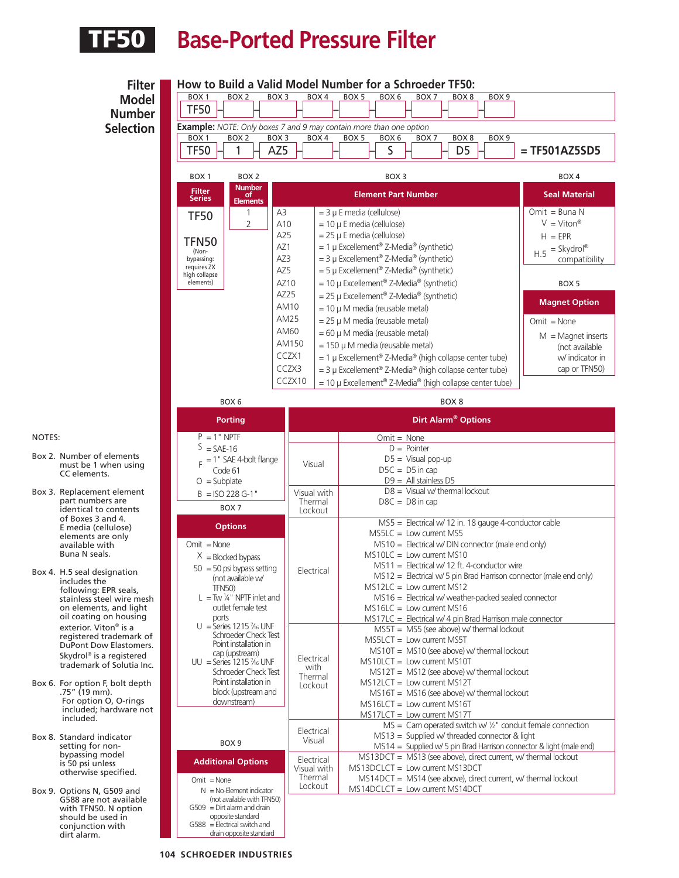# TF50 Base-Ported Pressure Filter

## Filter Model Number Selection

### How to Build a Valid Model Number for a Schroeder TF50:

| BOX 1 | BOX 2 | BOX 3 | BOX 4 | BOX 5 | BOX 6 | BOX 7 | BOX 8 | BOX 9 |
|---|---|---|---|---|---|---|---|---|
| TF50 | | | | | | | | |

**Example:** *NOTE: Only boxes 7 and 9 may contain more than one option*

| BOX 1 | BOX 2 | BOX 3 | BOX 4 | BOX 5 | BOX 6 | BOX 7 | BOX 8 | BOX 9 | |
|---|---|---|---|---|---|---|---|---|---|
| TF50 | 1 | AZ5 | | | S | | D5 | | = TF501AZ5SD5 |

**BOX 1 – Filter Series**

- TF50
- TFN50 (Non-bypassing: requires ZX high collapse elements)

**BOX 2 – Number of Elements**

- 1
- 2

**BOX 3 – Element Part Number**

| Code | Description |
|---|---|
| A3 | = 3 μ E media (cellulose) |
| A10 | = 10 μ E media (cellulose) |
| A25 | = 25 μ E media (cellulose) |
| AZ1 | = 1 μ Excellement® Z-Media® (synthetic) |
| AZ3 | = 3 μ Excellement® Z-Media® (synthetic) |
| AZ5 | = 5 μ Excellement® Z-Media® (synthetic) |
| AZ10 | = 10 μ Excellement® Z-Media® (synthetic) |
| AZ25 | = 25 μ Excellement® Z-Media® (synthetic) |
| AM10 | = 10 μ M media (reusable metal) |
| AM25 | = 25 μ M media (reusable metal) |
| AM60 | = 60 μ M media (reusable metal) |
| AM150 | = 150 μ M media (reusable metal) |
| CCZX1 | = 1 μ Excellement® Z-Media® (high collapse center tube) |
| CCZX3 | = 3 μ Excellement® Z-Media® (high collapse center tube) |
| CCZX10 | = 10 μ Excellement® Z-Media® (high collapse center tube) |

**BOX 4 – Seal Material**

- Omit = Buna N
- V = Viton®
- H = EPR
- H.5 = Skydrol® compatibility

**BOX 5 – Magnet Option**

- Omit = None
- M = Magnet inserts (not available w/ indicator in cap or TFN50)

**BOX 6 – Porting**

- P = 1" NPTF
- S = SAE-16
- F = 1" SAE 4-bolt flange Code 61
- O = Subplate
- B = ISO 228 G-1"

**BOX 7 – Options**

- Omit = None
- X = Blocked bypass
- 50 = 50 psi bypass setting (not available w/ TFN50)
- L = Two ¼" NPTF inlet and outlet female test ports
- U = Series 1215 7⁄16 UNF Schroeder Check Test Point installation in cap (upstream)
- UU = Series 1215 7⁄16 UNF Schroeder Check Test Point installation in block (upstream and downstream)

**BOX 8 – Dirt Alarm® Options**

| Type | Code | Description |
|---|---|---|
| | Omit | = None |
| Visual | D | = Pointer |
| | D5 | = Visual pop-up |
| | D5C | = D5 in cap |
| | D9 | = All stainless D5 |
| Visual with Thermal Lockout | D8 | = Visual w/ thermal lockout |
| | D8C | = D8 in cap |
| Electrical | MS5 | = Electrical w/ 12 in. 18 gauge 4-conductor cable |
| | MS5LC | = Low current MS5 |
| | MS10 | = Electrical w/ DIN connector (male end only) |
| | MS10LC | = Low current MS10 |
| | MS11 | = Electrical w/ 12 ft. 4-conductor wire |
| | MS12 | = Electrical w/ 5 pin Brad Harrison connector (male end only) |
| | MS12LC | = Low current MS12 |
| | MS16 | = Electrical w/ weather-packed sealed connector |
| | MS16LC | = Low current MS16 |
| | MS17LC | = Electrical w/ 4 pin Brad Harrison male connector |
| Electrical with Thermal Lockout | MS5T | = MS5 (see above) w/ thermal lockout |
| | MS5LCT | = Low current MS5T |
| | MS10T | = MS10 (see above) w/ thermal lockout |
| | MS10LCT | = Low current MS10T |
| | MS12T | = MS12 (see above) w/ thermal lockout |
| | MS12LCT | = Low current MS12T |
| | MS16T | = MS16 (see above) w/ thermal lockout |
| | MS16LCT | = Low current MS16T |
| | MS17LCT | = Low current MS17T |
| Electrical Visual | MS | = Cam operated switch w/ ½" conduit female connection |
| | MS13 | = Supplied w/ threaded connector & light |
| | MS14 | = Supplied w/ 5 pin Brad Harrison connector & light (male end) |
| Electrical Visual with Thermal Lockout | MS13DCT | = MS13 (see above), direct current, w/ thermal lockout |
| | MS13DCLCT | = Low current MS13DCT |
| | MS14DCT | = MS14 (see above), direct current, w/ thermal lockout |
| | MS14DCLCT | = Low current MS14DCT |

**BOX 9 – Additional Options**

- Omit = None
- N = No-Element indicator (not available with TFN50)
- G509 = Dirt alarm and drain opposite standard
- G588 = Electrical switch and drain opposite standard

### NOTES:

**Box 2.** Number of elements must be 1 when using CC elements.

**Box 3.** Replacement element part numbers are identical to contents of Boxes 3 and 4. E media (cellulose) elements are only available with Buna N seals.

**Box 4.** H.5 seal designation includes the following: EPR seals, stainless steel wire mesh on elements, and light oil coating on housing exterior. Viton® is a registered trademark of DuPont Dow Elastomers. Skydrol® is a registered trademark of Solutia Inc.

**Box 6.** For option F, bolt depth .75" (19 mm). For option O, O-rings included; hardware not included.

**Box 8.** Standard indicator setting for non-bypassing model is 50 psi unless otherwise specified.

**Box 9.** Options N, G509 and G588 are not available with TFN50. N option should be used in conjunction with dirt alarm.